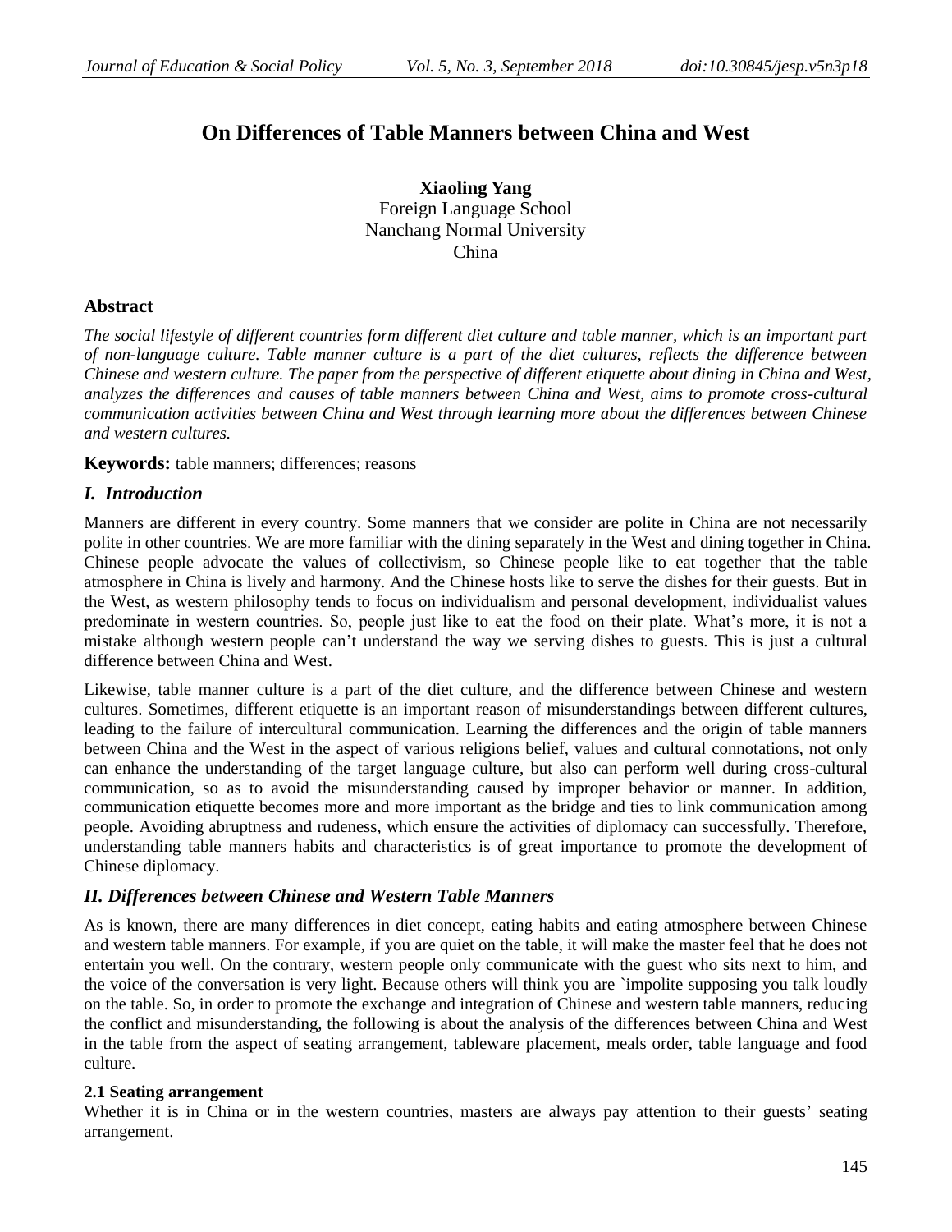# On Differences of Table Manners between China and West

**Xiaoling Yang**
Foreign Language School
Nanchang Normal University
China

## Abstract

*The social lifestyle of different countries form different diet culture and table manner, which is an important part of non-language culture. Table manner culture is a part of the diet cultures, reflects the difference between Chinese and western culture. The paper from the perspective of different etiquette about dining in China and West, analyzes the differences and causes of table manners between China and West, aims to promote cross-cultural communication activities between China and West through learning more about the differences between Chinese and western cultures.*

**Keywords:** table manners; differences; reasons

## *I. Introduction*

Manners are different in every country. Some manners that we consider are polite in China are not necessarily polite in other countries. We are more familiar with the dining separately in the West and dining together in China. Chinese people advocate the values of collectivism, so Chinese people like to eat together that the table atmosphere in China is lively and harmony. And the Chinese hosts like to serve the dishes for their guests. But in the West, as western philosophy tends to focus on individualism and personal development, individualist values predominate in western countries. So, people just like to eat the food on their plate. What's more, it is not a mistake although western people can't understand the way we serving dishes to guests. This is just a cultural difference between China and West.

Likewise, table manner culture is a part of the diet culture, and the difference between Chinese and western cultures. Sometimes, different etiquette is an important reason of misunderstandings between different cultures, leading to the failure of intercultural communication. Learning the differences and the origin of table manners between China and the West in the aspect of various religions belief, values and cultural connotations, not only can enhance the understanding of the target language culture, but also can perform well during cross-cultural communication, so as to avoid the misunderstanding caused by improper behavior or manner. In addition, communication etiquette becomes more and more important as the bridge and ties to link communication among people. Avoiding abruptness and rudeness, which ensure the activities of diplomacy can successfully. Therefore, understanding table manners habits and characteristics is of great importance to promote the development of Chinese diplomacy.

## *II. Differences between Chinese and Western Table Manners*

As is known, there are many differences in diet concept, eating habits and eating atmosphere between Chinese and western table manners. For example, if you are quiet on the table, it will make the master feel that he does not entertain you well. On the contrary, western people only communicate with the guest who sits next to him, and the voice of the conversation is very light. Because others will think you are `impolite supposing you talk loudly on the table. So, in order to promote the exchange and integration of Chinese and western table manners, reducing the conflict and misunderstanding, the following is about the analysis of the differences between China and West in the table from the aspect of seating arrangement, tableware placement, meals order, table language and food culture.

### 2.1 Seating arrangement

Whether it is in China or in the western countries, masters are always pay attention to their guests' seating arrangement.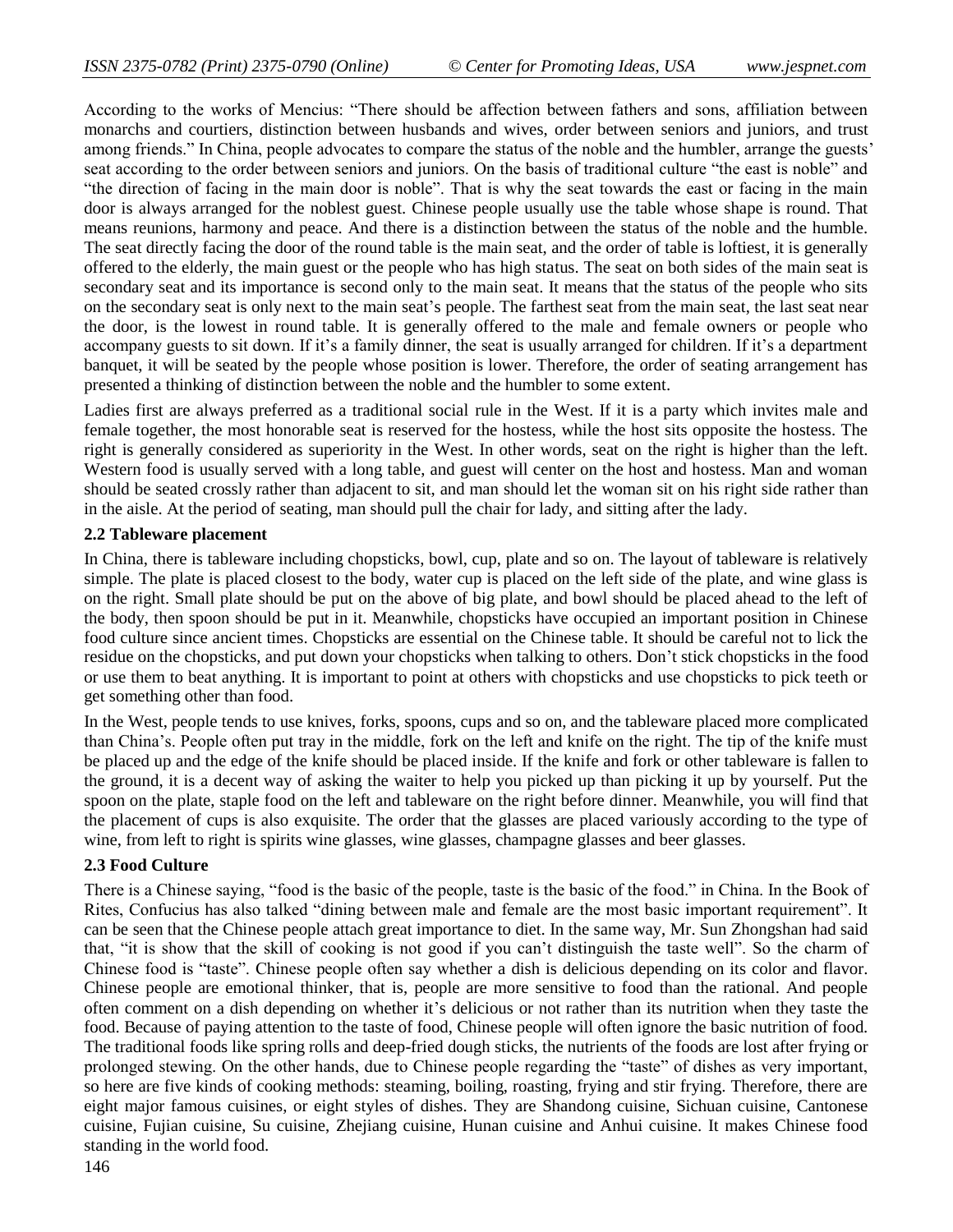According to the works of Mencius: "There should be affection between fathers and sons, affiliation between monarchs and courtiers, distinction between husbands and wives, order between seniors and juniors, and trust among friends." In China, people advocates to compare the status of the noble and the humbler, arrange the guests' seat according to the order between seniors and juniors. On the basis of traditional culture "the east is noble" and "the direction of facing in the main door is noble". That is why the seat towards the east or facing in the main door is always arranged for the noblest guest. Chinese people usually use the table whose shape is round. That means reunions, harmony and peace. And there is a distinction between the status of the noble and the humble. The seat directly facing the door of the round table is the main seat, and the order of table is loftiest, it is generally offered to the elderly, the main guest or the people who has high status. The seat on both sides of the main seat is secondary seat and its importance is second only to the main seat. It means that the status of the people who sits on the secondary seat is only next to the main seat's people. The farthest seat from the main seat, the last seat near the door, is the lowest in round table. It is generally offered to the male and female owners or people who accompany guests to sit down. If it's a family dinner, the seat is usually arranged for children. If it's a department banquet, it will be seated by the people whose position is lower. Therefore, the order of seating arrangement has presented a thinking of distinction between the noble and the humbler to some extent.

Ladies first are always preferred as a traditional social rule in the West. If it is a party which invites male and female together, the most honorable seat is reserved for the hostess, while the host sits opposite the hostess. The right is generally considered as superiority in the West. In other words, seat on the right is higher than the left. Western food is usually served with a long table, and guest will center on the host and hostess. Man and woman should be seated crossly rather than adjacent to sit, and man should let the woman sit on his right side rather than in the aisle. At the period of seating, man should pull the chair for lady, and sitting after the lady.

### 2.2 Tableware placement

In China, there is tableware including chopsticks, bowl, cup, plate and so on. The layout of tableware is relatively simple. The plate is placed closest to the body, water cup is placed on the left side of the plate, and wine glass is on the right. Small plate should be put on the above of big plate, and bowl should be placed ahead to the left of the body, then spoon should be put in it. Meanwhile, chopsticks have occupied an important position in Chinese food culture since ancient times. Chopsticks are essential on the Chinese table. It should be careful not to lick the residue on the chopsticks, and put down your chopsticks when talking to others. Don't stick chopsticks in the food or use them to beat anything. It is important to point at others with chopsticks and use chopsticks to pick teeth or get something other than food.

In the West, people tends to use knives, forks, spoons, cups and so on, and the tableware placed more complicated than China's. People often put tray in the middle, fork on the left and knife on the right. The tip of the knife must be placed up and the edge of the knife should be placed inside. If the knife and fork or other tableware is fallen to the ground, it is a decent way of asking the waiter to help you picked up than picking it up by yourself. Put the spoon on the plate, staple food on the left and tableware on the right before dinner. Meanwhile, you will find that the placement of cups is also exquisite. The order that the glasses are placed variously according to the type of wine, from left to right is spirits wine glasses, wine glasses, champagne glasses and beer glasses.

### 2.3 Food Culture

There is a Chinese saying, "food is the basic of the people, taste is the basic of the food." in China. In the Book of Rites, Confucius has also talked "dining between male and female are the most basic important requirement". It can be seen that the Chinese people attach great importance to diet. In the same way, Mr. Sun Zhongshan had said that, "it is show that the skill of cooking is not good if you can't distinguish the taste well". So the charm of Chinese food is "taste". Chinese people often say whether a dish is delicious depending on its color and flavor. Chinese people are emotional thinker, that is, people are more sensitive to food than the rational. And people often comment on a dish depending on whether it's delicious or not rather than its nutrition when they taste the food. Because of paying attention to the taste of food, Chinese people will often ignore the basic nutrition of food. The traditional foods like spring rolls and deep-fried dough sticks, the nutrients of the foods are lost after frying or prolonged stewing. On the other hands, due to Chinese people regarding the "taste" of dishes as very important, so here are five kinds of cooking methods: steaming, boiling, roasting, frying and stir frying. Therefore, there are eight major famous cuisines, or eight styles of dishes. They are Shandong cuisine, Sichuan cuisine, Cantonese cuisine, Fujian cuisine, Su cuisine, Zhejiang cuisine, Hunan cuisine and Anhui cuisine. It makes Chinese food standing in the world food.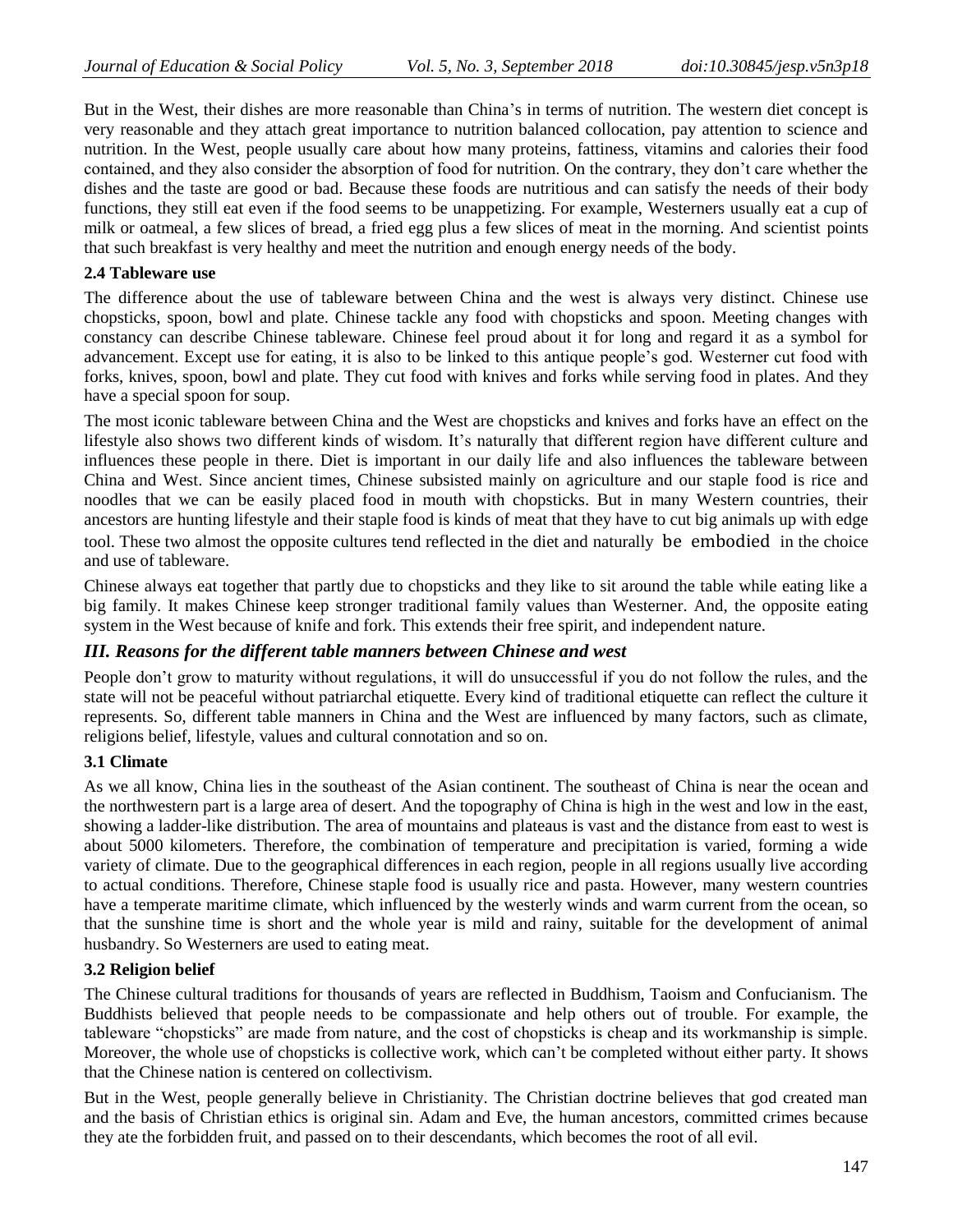But in the West, their dishes are more reasonable than China's in terms of nutrition. The western diet concept is very reasonable and they attach great importance to nutrition balanced collocation, pay attention to science and nutrition. In the West, people usually care about how many proteins, fattiness, vitamins and calories their food contained, and they also consider the absorption of food for nutrition. On the contrary, they don't care whether the dishes and the taste are good or bad. Because these foods are nutritious and can satisfy the needs of their body functions, they still eat even if the food seems to be unappetizing. For example, Westerners usually eat a cup of milk or oatmeal, a few slices of bread, a fried egg plus a few slices of meat in the morning. And scientist points that such breakfast is very healthy and meet the nutrition and enough energy needs of the body.

**2.4 Tableware use**

The difference about the use of tableware between China and the west is always very distinct. Chinese use chopsticks, spoon, bowl and plate. Chinese tackle any food with chopsticks and spoon. Meeting changes with constancy can describe Chinese tableware. Chinese feel proud about it for long and regard it as a symbol for advancement. Except use for eating, it is also to be linked to this antique people's god. Westerner cut food with forks, knives, spoon, bowl and plate. They cut food with knives and forks while serving food in plates. And they have a special spoon for soup.

The most iconic tableware between China and the West are chopsticks and knives and forks have an effect on the lifestyle also shows two different kinds of wisdom. It's naturally that different region have different culture and influences these people in there. Diet is important in our daily life and also influences the tableware between China and West. Since ancient times, Chinese subsisted mainly on agriculture and our staple food is rice and noodles that we can be easily placed food in mouth with chopsticks. But in many Western countries, their ancestors are hunting lifestyle and their staple food is kinds of meat that they have to cut big animals up with edge tool. These two almost the opposite cultures tend reflected in the diet and naturally be embodied in the choice and use of tableware.

Chinese always eat together that partly due to chopsticks and they like to sit around the table while eating like a big family. It makes Chinese keep stronger traditional family values than Westerner. And, the opposite eating system in the West because of knife and fork. This extends their free spirit, and independent nature.

## *III. Reasons for the different table manners between Chinese and west*

People don't grow to maturity without regulations, it will do unsuccessful if you do not follow the rules, and the state will not be peaceful without patriarchal etiquette. Every kind of traditional etiquette can reflect the culture it represents. So, different table manners in China and the West are influenced by many factors, such as climate, religions belief, lifestyle, values and cultural connotation and so on.

**3.1 Climate**

As we all know, China lies in the southeast of the Asian continent. The southeast of China is near the ocean and the northwestern part is a large area of desert. And the topography of China is high in the west and low in the east, showing a ladder-like distribution. The area of mountains and plateaus is vast and the distance from east to west is about 5000 kilometers. Therefore, the combination of temperature and precipitation is varied, forming a wide variety of climate. Due to the geographical differences in each region, people in all regions usually live according to actual conditions. Therefore, Chinese staple food is usually rice and pasta. However, many western countries have a temperate maritime climate, which influenced by the westerly winds and warm current from the ocean, so that the sunshine time is short and the whole year is mild and rainy, suitable for the development of animal husbandry. So Westerners are used to eating meat.

**3.2 Religion belief**

The Chinese cultural traditions for thousands of years are reflected in Buddhism, Taoism and Confucianism. The Buddhists believed that people needs to be compassionate and help others out of trouble. For example, the tableware "chopsticks" are made from nature, and the cost of chopsticks is cheap and its workmanship is simple. Moreover, the whole use of chopsticks is collective work, which can't be completed without either party. It shows that the Chinese nation is centered on collectivism.

But in the West, people generally believe in Christianity. The Christian doctrine believes that god created man and the basis of Christian ethics is original sin. Adam and Eve, the human ancestors, committed crimes because they ate the forbidden fruit, and passed on to their descendants, which becomes the root of all evil.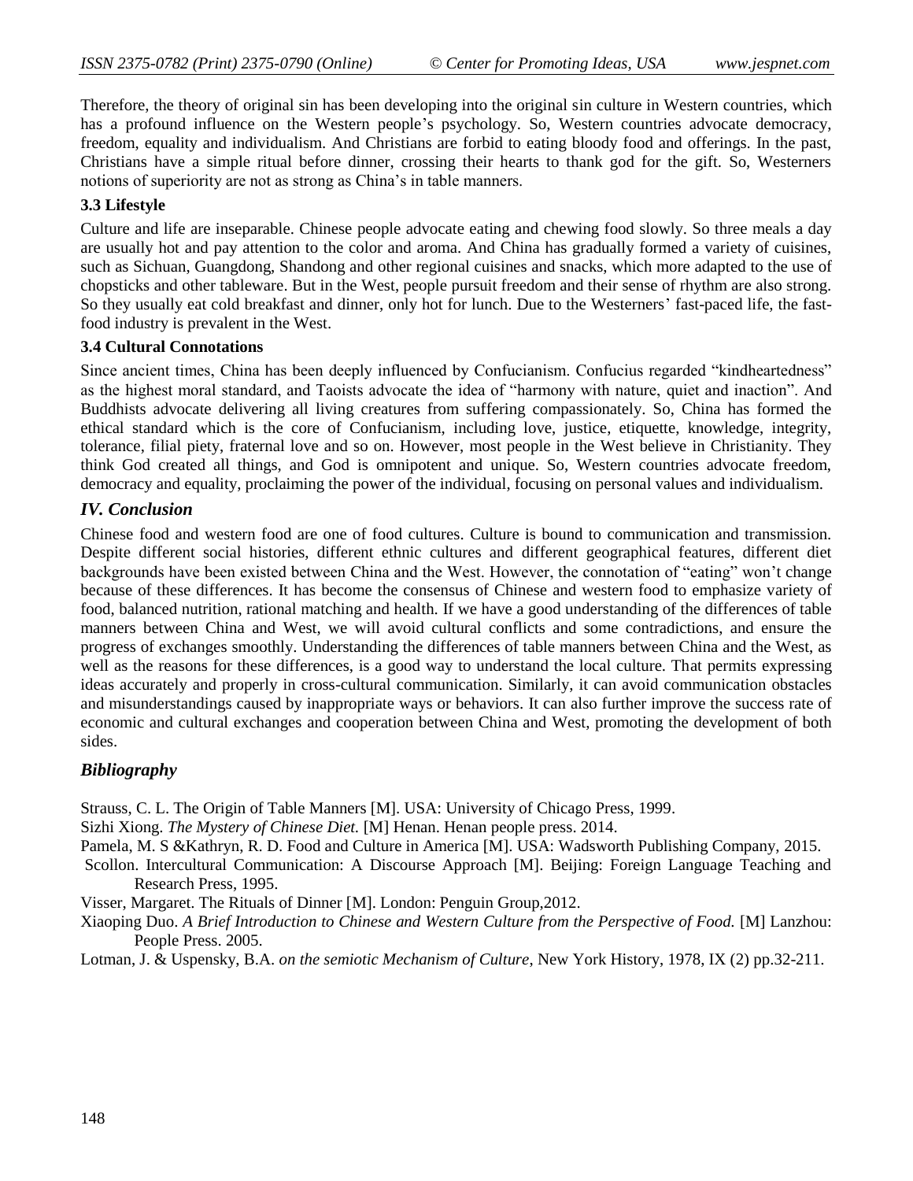Therefore, the theory of original sin has been developing into the original sin culture in Western countries, which has a profound influence on the Western people's psychology. So, Western countries advocate democracy, freedom, equality and individualism. And Christians are forbid to eating bloody food and offerings. In the past, Christians have a simple ritual before dinner, crossing their hearts to thank god for the gift. So, Westerners notions of superiority are not as strong as China's in table manners.

### 3.3 Lifestyle

Culture and life are inseparable. Chinese people advocate eating and chewing food slowly. So three meals a day are usually hot and pay attention to the color and aroma. And China has gradually formed a variety of cuisines, such as Sichuan, Guangdong, Shandong and other regional cuisines and snacks, which more adapted to the use of chopsticks and other tableware. But in the West, people pursuit freedom and their sense of rhythm are also strong. So they usually eat cold breakfast and dinner, only hot for lunch. Due to the Westerners' fast-paced life, the fast-food industry is prevalent in the West.

### 3.4 Cultural Connotations

Since ancient times, China has been deeply influenced by Confucianism. Confucius regarded "kindheartedness" as the highest moral standard, and Taoists advocate the idea of "harmony with nature, quiet and inaction". And Buddhists advocate delivering all living creatures from suffering compassionately. So, China has formed the ethical standard which is the core of Confucianism, including love, justice, etiquette, knowledge, integrity, tolerance, filial piety, fraternal love and so on. However, most people in the West believe in Christianity. They think God created all things, and God is omnipotent and unique. So, Western countries advocate freedom, democracy and equality, proclaiming the power of the individual, focusing on personal values and individualism.

## *IV. Conclusion*

Chinese food and western food are one of food cultures. Culture is bound to communication and transmission. Despite different social histories, different ethnic cultures and different geographical features, different diet backgrounds have been existed between China and the West. However, the connotation of "eating" won't change because of these differences. It has become the consensus of Chinese and western food to emphasize variety of food, balanced nutrition, rational matching and health. If we have a good understanding of the differences of table manners between China and West, we will avoid cultural conflicts and some contradictions, and ensure the progress of exchanges smoothly. Understanding the differences of table manners between China and the West, as well as the reasons for these differences, is a good way to understand the local culture. That permits expressing ideas accurately and properly in cross-cultural communication. Similarly, it can avoid communication obstacles and misunderstandings caused by inappropriate ways or behaviors. It can also further improve the success rate of economic and cultural exchanges and cooperation between China and West, promoting the development of both sides.

## *Bibliography*

Strauss, C. L. The Origin of Table Manners [M]. USA: University of Chicago Press, 1999.

Sizhi Xiong. *The Mystery of Chinese Diet.* [M] Henan. Henan people press. 2014.

Pamela, M. S &Kathryn, R. D. Food and Culture in America [M]. USA: Wadsworth Publishing Company, 2015.

Scollon. Intercultural Communication: A Discourse Approach [M]. Beijing: Foreign Language Teaching and Research Press, 1995.

Visser, Margaret. The Rituals of Dinner [M]. London: Penguin Group,2012.

Xiaoping Duo. *A Brief Introduction to Chinese and Western Culture from the Perspective of Food.* [M] Lanzhou: People Press. 2005.

Lotman, J. & Uspensky, B.A. *on the semiotic Mechanism of Culture*, New York History, 1978, IX (2) pp.32-211.